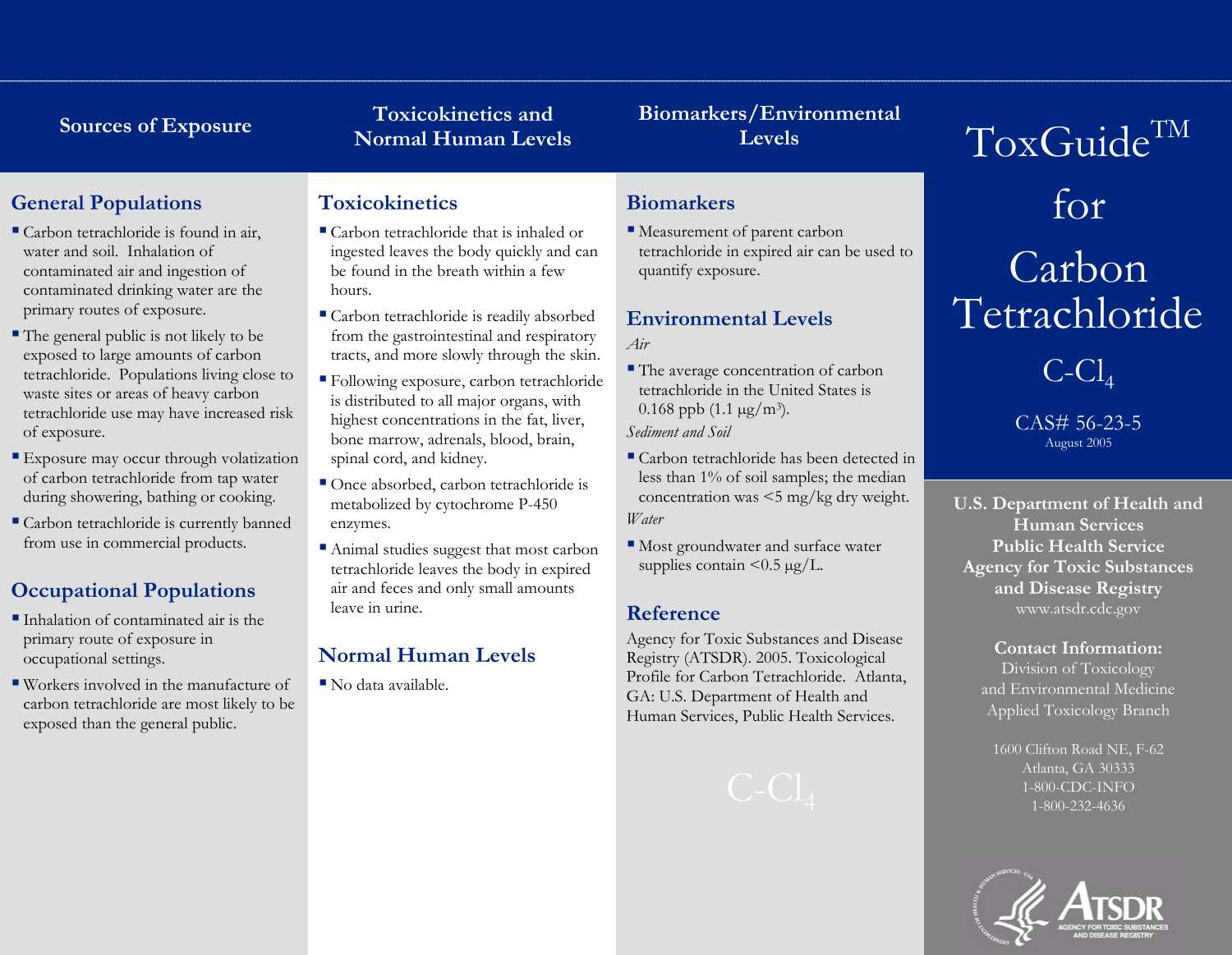# ToxGuide™ for Carbon Tetrachloride

$C\text{-}Cl_4$

CAS# 56-23-5

August 2005

**U.S. Department of Health and Human Services**
**Public Health Service**
**Agency for Toxic Substances and Disease Registry**
www.atsdr.cdc.gov

**Contact Information:**
Division of Toxicology and Environmental Medicine
Applied Toxicology Branch

1600 Clifton Road NE, F-62
Atlanta, GA 30333
1-800-CDC-INFO
1-800-232-4636

## Sources of Exposure

### General Populations

- Carbon tetrachloride is found in air, water and soil. Inhalation of contaminated air and ingestion of contaminated drinking water are the primary routes of exposure.
- The general public is not likely to be exposed to large amounts of carbon tetrachloride. Populations living close to waste sites or areas of heavy carbon tetrachloride use may have increased risk of exposure.
- Exposure may occur through volatization of carbon tetrachloride from tap water during showering, bathing or cooking.
- Carbon tetrachloride is currently banned from use in commercial products.

### Occupational Populations

- Inhalation of contaminated air is the primary route of exposure in occupational settings.
- Workers involved in the manufacture of carbon tetrachloride are most likely to be exposed than the general public.

## Toxicokinetics and Normal Human Levels

### Toxicokinetics

- Carbon tetrachloride that is inhaled or ingested leaves the body quickly and can be found in the breath within a few hours.
- Carbon tetrachloride is readily absorbed from the gastrointestinal and respiratory tracts, and more slowly through the skin.
- Following exposure, carbon tetrachloride is distributed to all major organs, with highest concentrations in the fat, liver, bone marrow, adrenals, blood, brain, spinal cord, and kidney.
- Once absorbed, carbon tetrachloride is metabolized by cytochrome P-450 enzymes.
- Animal studies suggest that most carbon tetrachloride leaves the body in expired air and feces and only small amounts leave in urine.

### Normal Human Levels

- No data available.

## Biomarkers/Environmental Levels

### Biomarkers

- Measurement of parent carbon tetrachloride in expired air can be used to quantify exposure.

### Environmental Levels

*Air*

- The average concentration of carbon tetrachloride in the United States is 0.168 ppb (1.1 μg/m$^3$).

*Sediment and Soil*

- Carbon tetrachloride has been detected in less than 1% of soil samples; the median concentration was <5 mg/kg dry weight.

*Water*

- Most groundwater and surface water supplies contain <0.5 μg/L.

### Reference

Agency for Toxic Substances and Disease Registry (ATSDR). 2005. Toxicological Profile for Carbon Tetrachloride. Atlanta, GA: U.S. Department of Health and Human Services, Public Health Services.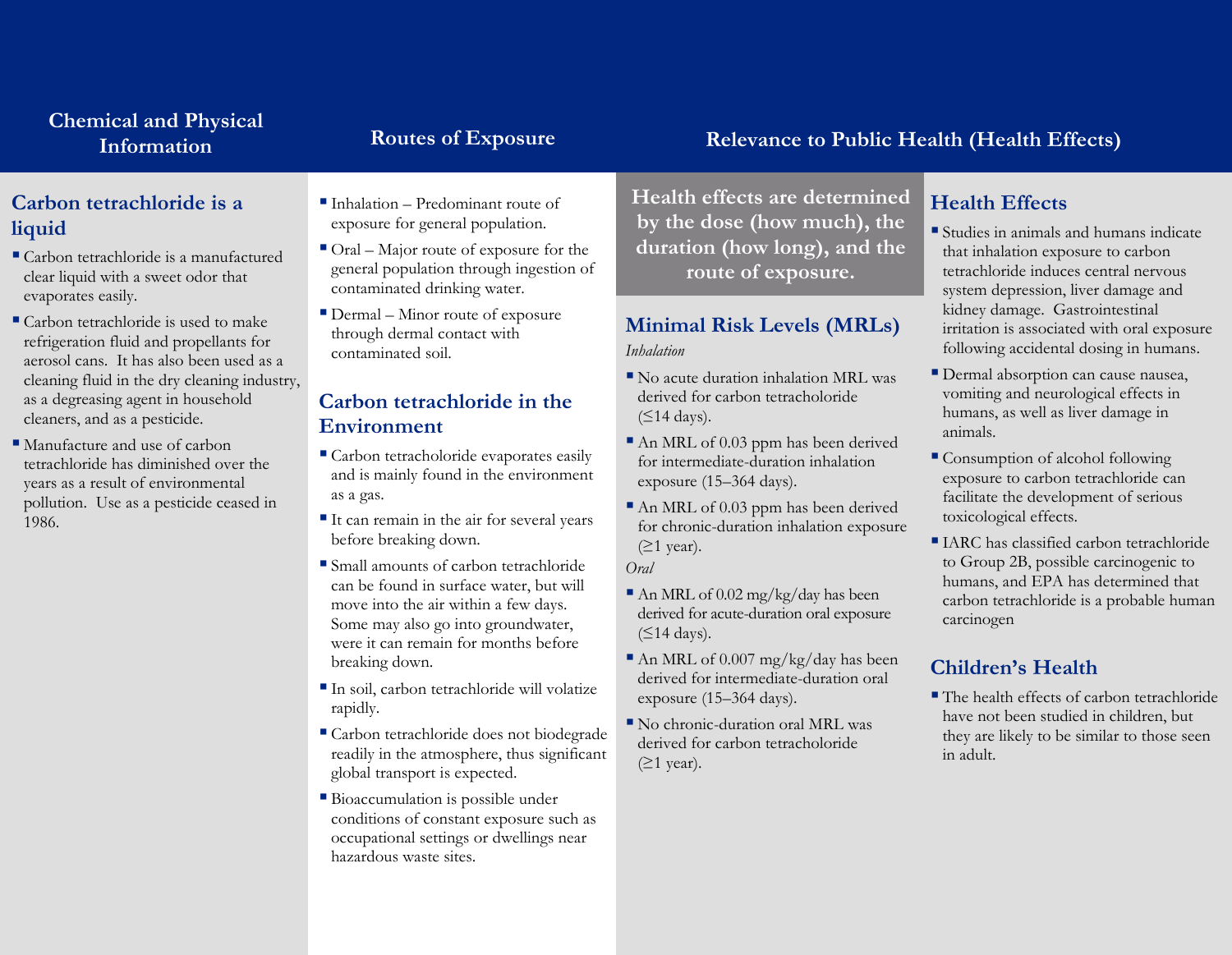## Chemical and Physical Information

### Carbon tetrachloride is a liquid

- Carbon tetrachloride is a manufactured clear liquid with a sweet odor that evaporates easily.
- Carbon tetrachloride is used to make refrigeration fluid and propellants for aerosol cans. It has also been used as a cleaning fluid in the dry cleaning industry, as a degreasing agent in household cleaners, and as a pesticide.
- Manufacture and use of carbon tetrachloride has diminished over the years as a result of environmental pollution. Use as a pesticide ceased in 1986.

## Routes of Exposure

- Inhalation – Predominant route of exposure for general population.
- Oral – Major route of exposure for the general population through ingestion of contaminated drinking water.
- Dermal – Minor route of exposure through dermal contact with contaminated soil.

### Carbon tetrachloride in the Environment

- Carbon tetracholoride evaporates easily and is mainly found in the environment as a gas.
- It can remain in the air for several years before breaking down.
- Small amounts of carbon tetrachloride can be found in surface water, but will move into the air within a few days. Some may also go into groundwater, were it can remain for months before breaking down.
- In soil, carbon tetrachloride will volatize rapidly.
- Carbon tetrachloride does not biodegrade readily in the atmosphere, thus significant global transport is expected.
- Bioaccumulation is possible under conditions of constant exposure such as occupational settings or dwellings near hazardous waste sites.

## Relevance to Public Health (Health Effects)

**Health effects are determined by the dose (how much), the duration (how long), and the route of exposure.**

### Minimal Risk Levels (MRLs)

*Inhalation*

- No acute duration inhalation MRL was derived for carbon tetracholoride (≤14 days).
- An MRL of 0.03 ppm has been derived for intermediate-duration inhalation exposure (15–364 days).
- An MRL of 0.03 ppm has been derived for chronic-duration inhalation exposure (≥1 year).

*Oral*

- An MRL of 0.02 mg/kg/day has been derived for acute-duration oral exposure (≤14 days).
- An MRL of 0.007 mg/kg/day has been derived for intermediate-duration oral exposure (15–364 days).
- No chronic-duration oral MRL was derived for carbon tetracholoride (≥1 year).

### Health Effects

- Studies in animals and humans indicate that inhalation exposure to carbon tetrachloride induces central nervous system depression, liver damage and kidney damage. Gastrointestinal irritation is associated with oral exposure following accidental dosing in humans.
- Dermal absorption can cause nausea, vomiting and neurological effects in humans, as well as liver damage in animals.
- Consumption of alcohol following exposure to carbon tetrachloride can facilitate the development of serious toxicological effects.
- IARC has classified carbon tetrachloride to Group 2B, possible carcinogenic to humans, and EPA has determined that carbon tetrachloride is a probable human carcinogen

### Children's Health

- The health effects of carbon tetrachloride have not been studied in children, but they are likely to be similar to those seen in adult.